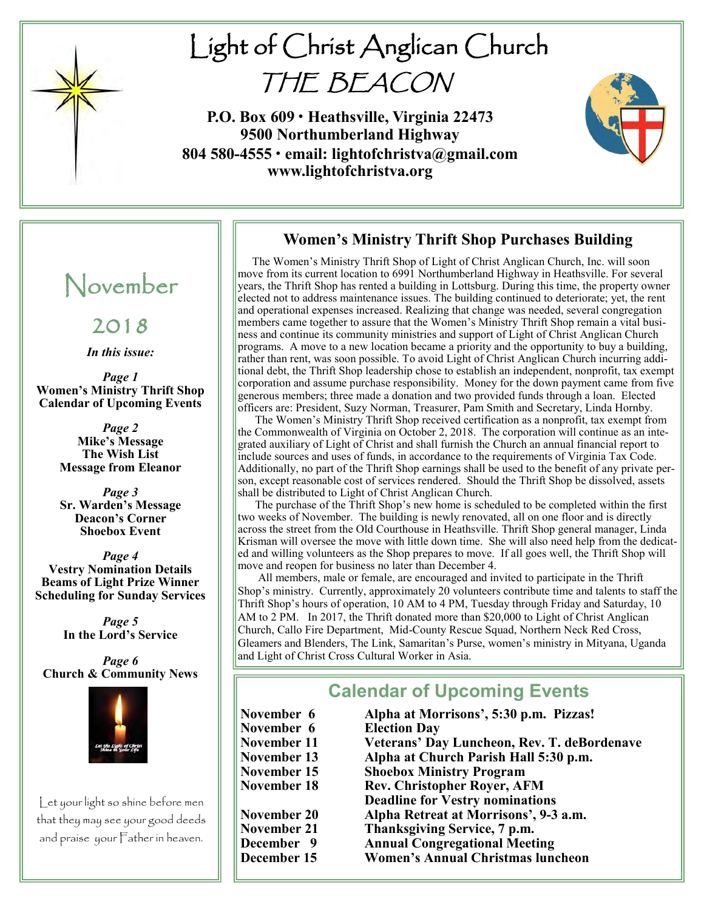# Light of Christ Anglican Church

# THE BEACON

**P.O. Box 609 • Heathsville, Virginia 22473**
**9500 Northumberland Highway**
**804 580-4555 • email: lightofchristva@gmail.com**
**www.lightofchristva.org**

## November 2018

***In this issue:***

***Page 1***
**Women's Ministry Thrift Shop**
**Calendar of Upcoming Events**

***Page 2***
**Mike's Message**
**The Wish List**
**Message from Eleanor**

***Page 3***
**Sr. Warden's Message**
**Deacon's Corner**
**Shoebox Event**

***Page 4***
**Vestry Nomination Details**
**Beams of Light Prize Winner**
**Scheduling for Sunday Services**

***Page 5***
**In the Lord's Service**

***Page 6***
**Church & Community News**

Let the Light of Christ Shine in Your Life

Let your light so shine before men that they may see your good deeds and praise your Father in heaven.

## Women's Ministry Thrift Shop Purchases Building

The Women's Ministry Thrift Shop of Light of Christ Anglican Church, Inc. will soon move from its current location to 6991 Northumberland Highway in Heathsville. For several years, the Thrift Shop has rented a building in Lottsburg. During this time, the property owner elected not to address maintenance issues. The building continued to deteriorate; yet, the rent and operational expenses increased. Realizing that change was needed, several congregation members came together to assure that the Women's Ministry Thrift Shop remain a vital business and continue its community ministries and support of Light of Christ Anglican Church programs. A move to a new location became a priority and the opportunity to buy a building, rather than rent, was soon possible. To avoid Light of Christ Anglican Church incurring additional debt, the Thrift Shop leadership chose to establish an independent, nonprofit, tax exempt corporation and assume purchase responsibility. Money for the down payment came from five generous members; three made a donation and two provided funds through a loan. Elected officers are: President, Suzy Norman, Treasurer, Pam Smith and Secretary, Linda Hornby.

The Women's Ministry Thrift Shop received certification as a nonprofit, tax exempt from the Commonwealth of Virginia on October 2, 2018. The corporation will continue as an integrated auxiliary of Light of Christ and shall furnish the Church an annual financial report to include sources and uses of funds, in accordance to the requirements of Virginia Tax Code. Additionally, no part of the Thrift Shop earnings shall be used to the benefit of any private person, except reasonable cost of services rendered. Should the Thrift Shop be dissolved, assets shall be distributed to Light of Christ Anglican Church.

The purchase of the Thrift Shop's new home is scheduled to be completed within the first two weeks of November. The building is newly renovated, all on one floor and is directly across the street from the Old Courthouse in Heathsville. Thrift Shop general manager, Linda Krisman will oversee the move with little down time. She will also need help from the dedicated and willing volunteers as the Shop prepares to move. If all goes well, the Thrift Shop will move and reopen for business no later than December 4.

All members, male or female, are encouraged and invited to participate in the Thrift Shop's ministry. Currently, approximately 20 volunteers contribute time and talents to staff the Thrift Shop's hours of operation, 10 AM to 4 PM, Tuesday through Friday and Saturday, 10 AM to 2 PM. In 2017, the Thrift donated more than $20,000 to Light of Christ Anglican Church, Callo Fire Department, Mid-County Rescue Squad, Northern Neck Red Cross, Gleamers and Blenders, The Link, Samaritan's Purse, women's ministry in Mityana, Uganda and Light of Christ Cross Cultural Worker in Asia.

## Calendar of Upcoming Events

| Date | Event |
|---|---|
| **November 6** | **Alpha at Morrisons', 5:30 p.m. Pizzas!** |
| **November 6** | **Election Day** |
| **November 11** | **Veterans' Day Luncheon, Rev. T. deBordenave** |
| **November 13** | **Alpha at Church Parish Hall 5:30 p.m.** |
| **November 15** | **Shoebox Ministry Program** |
| **November 18** | **Rev. Christopher Royer, AFM** |
| | **Deadline for Vestry nominations** |
| **November 20** | **Alpha Retreat at Morrisons', 9-3 a.m.** |
| **November 21** | **Thanksgiving Service, 7 p.m.** |
| **December 9** | **Annual Congregational Meeting** |
| **December 15** | **Women's Annual Christmas luncheon** |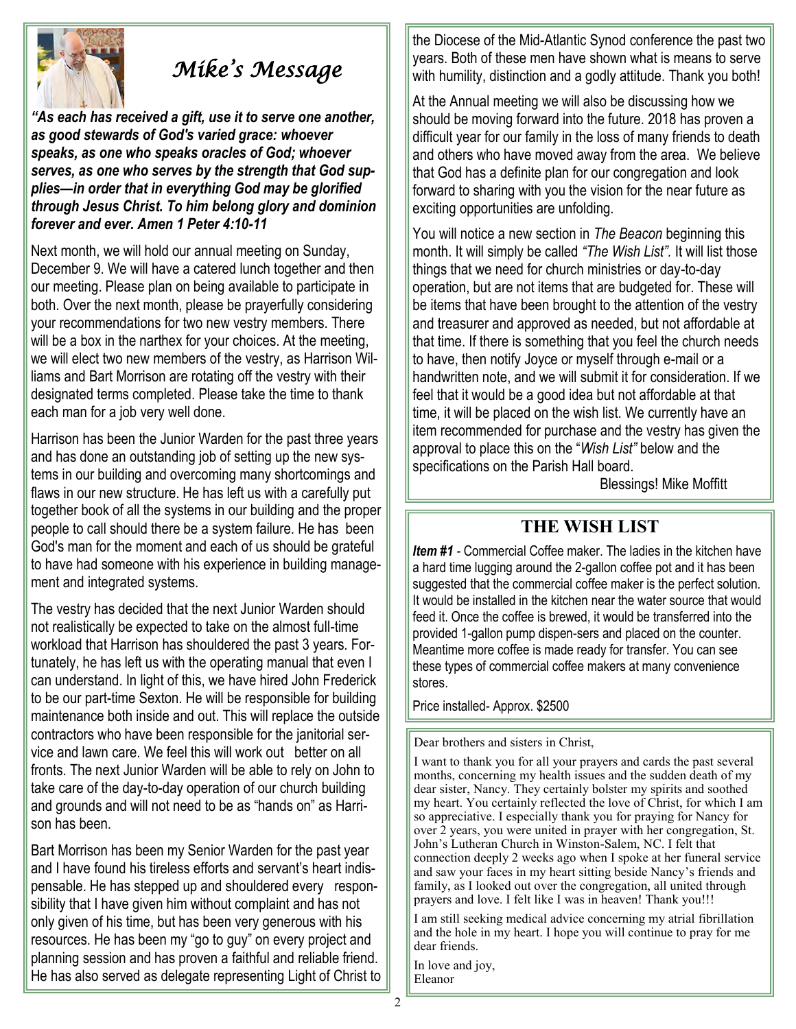# *Mike's Message*

***"As each has received a gift, use it to serve one another, as good stewards of God's varied grace: whoever speaks, as one who speaks oracles of God; whoever serves, as one who serves by the strength that God supplies—in order that in everything God may be glorified through Jesus Christ. To him belong glory and dominion forever and ever. Amen 1 Peter 4:10-11***

Next month, we will hold our annual meeting on Sunday, December 9. We will have a catered lunch together and then our meeting. Please plan on being available to participate in both. Over the next month, please be prayerfully considering your recommendations for two new vestry members. There will be a box in the narthex for your choices. At the meeting, we will elect two new members of the vestry, as Harrison Williams and Bart Morrison are rotating off the vestry with their designated terms completed. Please take the time to thank each man for a job very well done.

Harrison has been the Junior Warden for the past three years and has done an outstanding job of setting up the new systems in our building and overcoming many shortcomings and flaws in our new structure. He has left us with a carefully put together book of all the systems in our building and the proper people to call should there be a system failure. He has been God's man for the moment and each of us should be grateful to have had someone with his experience in building management and integrated systems.

The vestry has decided that the next Junior Warden should not realistically be expected to take on the almost full-time workload that Harrison has shouldered the past 3 years. Fortunately, he has left us with the operating manual that even I can understand. In light of this, we have hired John Frederick to be our part-time Sexton. He will be responsible for building maintenance both inside and out. This will replace the outside contractors who have been responsible for the janitorial service and lawn care. We feel this will work out better on all fronts. The next Junior Warden will be able to rely on John to take care of the day-to-day operation of our church building and grounds and will not need to be as "hands on" as Harrison has been.

Bart Morrison has been my Senior Warden for the past year and I have found his tireless efforts and servant's heart indispensable. He has stepped up and shouldered every responsibility that I have given him without complaint and has not only given of his time, but has been very generous with his resources. He has been my "go to guy" on every project and planning session and has proven a faithful and reliable friend. He has also served as delegate representing Light of Christ to the Diocese of the Mid-Atlantic Synod conference the past two years. Both of these men have shown what is means to serve with humility, distinction and a godly attitude. Thank you both!

At the Annual meeting we will also be discussing how we should be moving forward into the future. 2018 has proven a difficult year for our family in the loss of many friends to death and others who have moved away from the area. We believe that God has a definite plan for our congregation and look forward to sharing with you the vision for the near future as exciting opportunities are unfolding.

You will notice a new section in *The Beacon* beginning this month. It will simply be called *"The Wish List"*. It will list those things that we need for church ministries or day-to-day operation, but are not items that are budgeted for. These will be items that have been brought to the attention of the vestry and treasurer and approved as needed, but not affordable at that time. If there is something that you feel the church needs to have, then notify Joyce or myself through e-mail or a handwritten note, and we will submit it for consideration. If we feel that it would be a good idea but not affordable at that time, it will be placed on the wish list. We currently have an item recommended for purchase and the vestry has given the approval to place this on the "*Wish List"* below and the specifications on the Parish Hall board.

Blessings! Mike Moffitt

## THE WISH LIST

***Item #1*** - Commercial Coffee maker. The ladies in the kitchen have a hard time lugging around the 2-gallon coffee pot and it has been suggested that the commercial coffee maker is the perfect solution. It would be installed in the kitchen near the water source that would feed it. Once the coffee is brewed, it would be transferred into the provided 1-gallon pump dispen-sers and placed on the counter. Meantime more coffee is made ready for transfer. You can see these types of commercial coffee makers at many convenience stores.

Price installed- Approx. $2500

---

Dear brothers and sisters in Christ,

I want to thank you for all your prayers and cards the past several months, concerning my health issues and the sudden death of my dear sister, Nancy. They certainly bolster my spirits and soothed my heart. You certainly reflected the love of Christ, for which I am so appreciative. I especially thank you for praying for Nancy for over 2 years, you were united in prayer with her congregation, St. John's Lutheran Church in Winston-Salem, NC. I felt that connection deeply 2 weeks ago when I spoke at her funeral service and saw your faces in my heart sitting beside Nancy's friends and family, as I looked out over the congregation, all united through prayers and love. I felt like I was in heaven! Thank you!!!

I am still seeking medical advice concerning my atrial fibrillation and the hole in my heart. I hope you will continue to pray for me dear friends.

In love and joy,
Eleanor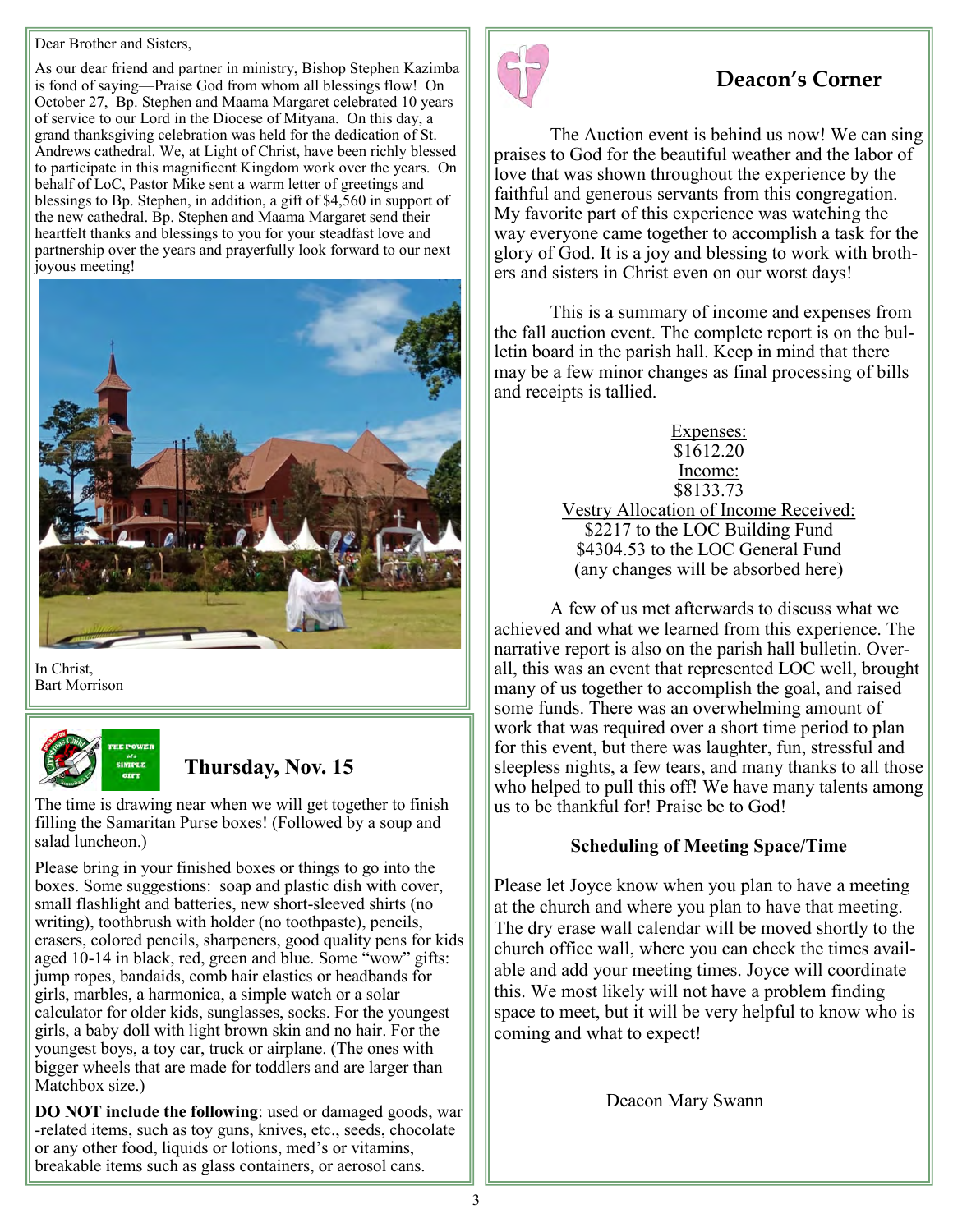Dear Brother and Sisters,

As our dear friend and partner in ministry, Bishop Stephen Kazimba is fond of saying—Praise God from whom all blessings flow! On October 27, Bp. Stephen and Maama Margaret celebrated 10 years of service to our Lord in the Diocese of Mityana. On this day, a grand thanksgiving celebration was held for the dedication of St. Andrews cathedral. We, at Light of Christ, have been richly blessed to participate in this magnificent Kingdom work over the years. On behalf of LoC, Pastor Mike sent a warm letter of greetings and blessings to Bp. Stephen, in addition, a gift of $4,560 in support of the new cathedral. Bp. Stephen and Maama Margaret send their heartfelt thanks and blessings to you for your steadfast love and partnership over the years and prayerfully look forward to our next joyous meeting!

In Christ,
Bart Morrison

## Thursday, Nov. 15

The time is drawing near when we will get together to finish filling the Samaritan Purse boxes! (Followed by a soup and salad luncheon.)

Please bring in your finished boxes or things to go into the boxes. Some suggestions: soap and plastic dish with cover, small flashlight and batteries, new short-sleeved shirts (no writing), toothbrush with holder (no toothpaste), pencils, erasers, colored pencils, sharpeners, good quality pens for kids aged 10-14 in black, red, green and blue. Some "wow" gifts: jump ropes, bandaids, comb hair elastics or headbands for girls, marbles, a harmonica, a simple watch or a solar calculator for older kids, sunglasses, socks. For the youngest girls, a baby doll with light brown skin and no hair. For the youngest boys, a toy car, truck or airplane. (The ones with bigger wheels that are made for toddlers and are larger than Matchbox size.)

**DO NOT include the following**: used or damaged goods, war-related items, such as toy guns, knives, etc., seeds, chocolate or any other food, liquids or lotions, med's or vitamins, breakable items such as glass containers, or aerosol cans.

## Deacon's Corner

The Auction event is behind us now! We can sing praises to God for the beautiful weather and the labor of love that was shown throughout the experience by the faithful and generous servants from this congregation. My favorite part of this experience was watching the way everyone came together to accomplish a task for the glory of God. It is a joy and blessing to work with brothers and sisters in Christ even on our worst days!

This is a summary of income and expenses from the fall auction event. The complete report is on the bulletin board in the parish hall. Keep in mind that there may be a few minor changes as final processing of bills and receipts is tallied.

Expenses:
$1612.20
Income:
$8133.73
Vestry Allocation of Income Received:
$2217 to the LOC Building Fund
$4304.53 to the LOC General Fund
(any changes will be absorbed here)

A few of us met afterwards to discuss what we achieved and what we learned from this experience. The narrative report is also on the parish hall bulletin. Overall, this was an event that represented LOC well, brought many of us together to accomplish the goal, and raised some funds. There was an overwhelming amount of work that was required over a short time period to plan for this event, but there was laughter, fun, stressful and sleepless nights, a few tears, and many thanks to all those who helped to pull this off! We have many talents among us to be thankful for! Praise be to God!

### Scheduling of Meeting Space/Time

Please let Joyce know when you plan to have a meeting at the church and where you plan to have that meeting. The dry erase wall calendar will be moved shortly to the church office wall, where you can check the times available and add your meeting times. Joyce will coordinate this. We most likely will not have a problem finding space to meet, but it will be very helpful to know who is coming and what to expect!

Deacon Mary Swann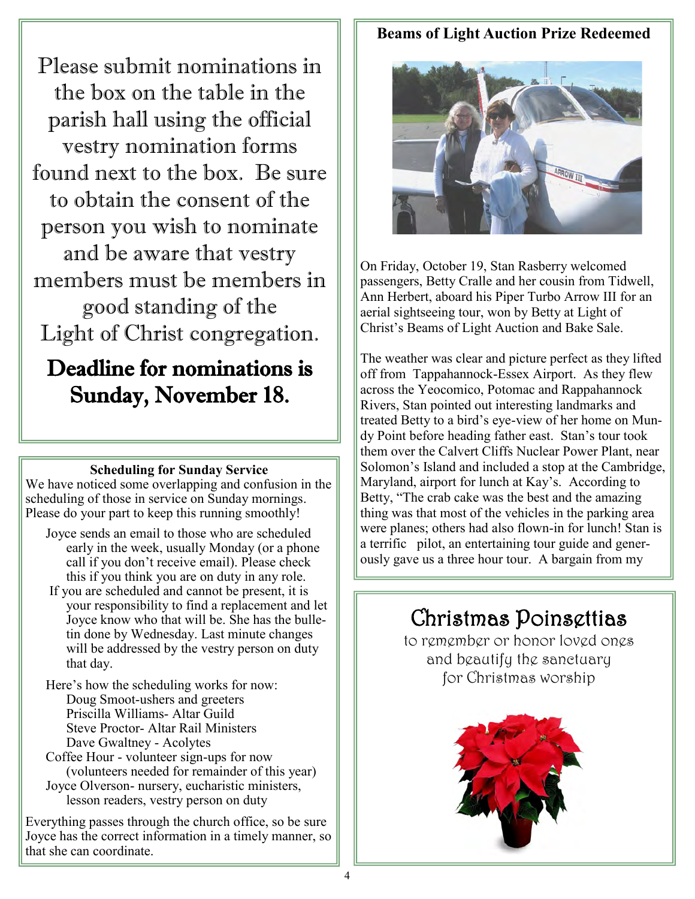Please submit nominations in the box on the table in the parish hall using the official vestry nomination forms found next to the box. Be sure to obtain the consent of the person you wish to nominate and be aware that vestry members must be members in good standing of the Light of Christ congregation.

**Deadline for nominations is Sunday, November 18.**

### Scheduling for Sunday Service

We have noticed some overlapping and confusion in the scheduling of those in service on Sunday mornings. Please do your part to keep this running smoothly!

Joyce sends an email to those who are scheduled early in the week, usually Monday (or a phone call if you don't receive email). Please check this if you think you are on duty in any role.

If you are scheduled and cannot be present, it is your responsibility to find a replacement and let Joyce know who that will be. She has the bulletin done by Wednesday. Last minute changes will be addressed by the vestry person on duty that day.

Here's how the scheduling works for now:
- Doug Smoot-ushers and greeters
- Priscilla Williams- Altar Guild
- Steve Proctor- Altar Rail Ministers
- Dave Gwaltney - Acolytes

Coffee Hour - volunteer sign-ups for now (volunteers needed for remainder of this year)

Joyce Olverson- nursery, eucharistic ministers, lesson readers, vestry person on duty

Everything passes through the church office, so be sure Joyce has the correct information in a timely manner, so that she can coordinate.

### Beams of Light Auction Prize Redeemed

On Friday, October 19, Stan Rasberry welcomed passengers, Betty Cralle and her cousin from Tidwell, Ann Herbert, aboard his Piper Turbo Arrow III for an aerial sightseeing tour, won by Betty at Light of Christ's Beams of Light Auction and Bake Sale.

The weather was clear and picture perfect as they lifted off from Tappahannock-Essex Airport. As they flew across the Yeocomico, Potomac and Rappahannock Rivers, Stan pointed out interesting landmarks and treated Betty to a bird's eye-view of her home on Mundy Point before heading father east. Stan's tour took them over the Calvert Cliffs Nuclear Power Plant, near Solomon's Island and included a stop at the Cambridge, Maryland, airport for lunch at Kay's. According to Betty, "The crab cake was the best and the amazing thing was that most of the vehicles in the parking area were planes; others had also flown-in for lunch! Stan is a terrific pilot, an entertaining tour guide and generously gave us a three hour tour. A bargain from my

## Christmas Poinsettias

to remember or honor loved ones and beautify the sanctuary for Christmas worship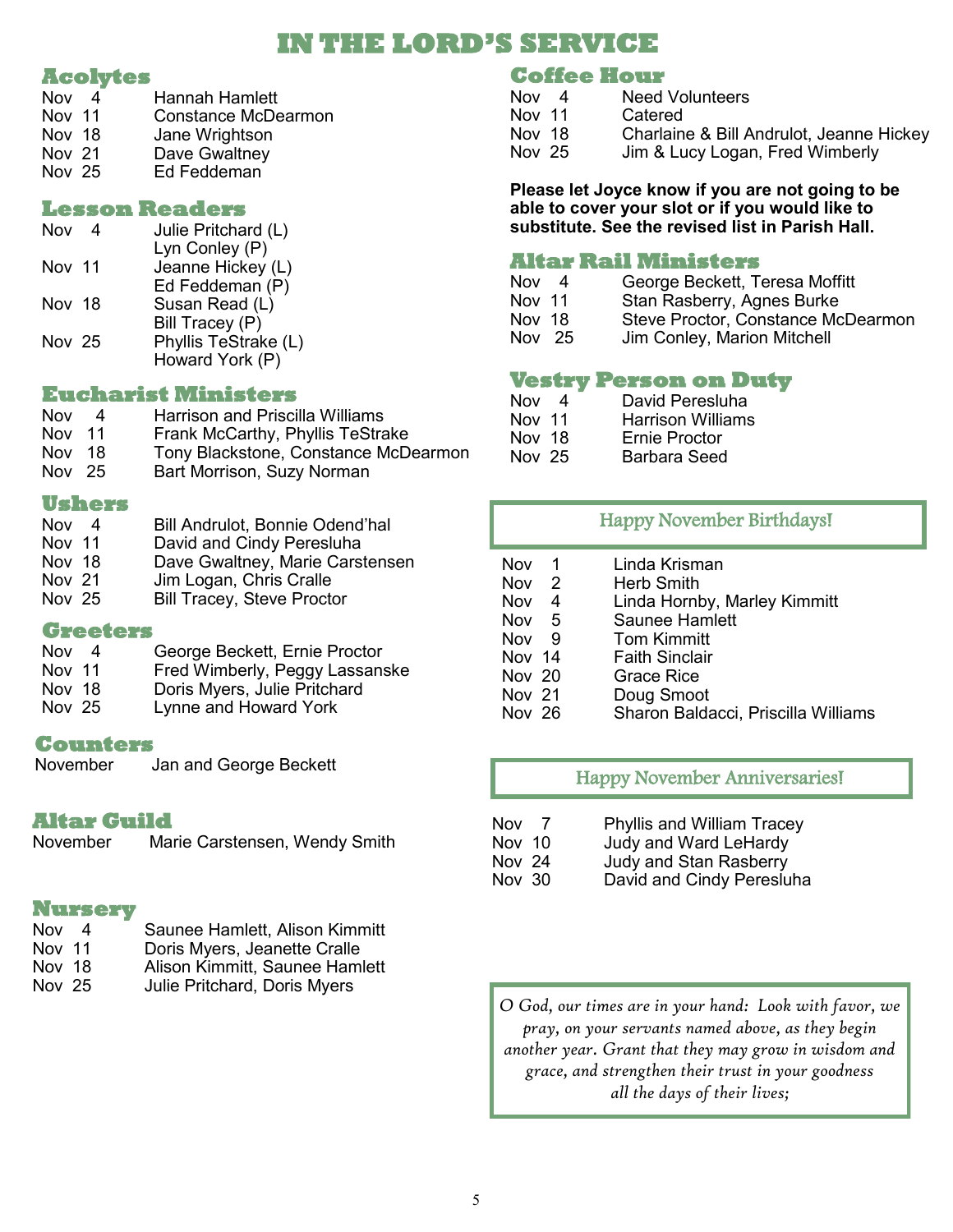# IN THE LORD'S SERVICE

## Acolytes

| | |
|---|---|
| Nov 4 | Hannah Hamlett |
| Nov 11 | Constance McDearmon |
| Nov 18 | Jane Wrightson |
| Nov 21 | Dave Gwaltney |
| Nov 25 | Ed Feddeman |

## Lesson Readers

| | |
|---|---|
| Nov 4 | Julie Pritchard (L) |
| | Lyn Conley (P) |
| Nov 11 | Jeanne Hickey (L) |
| | Ed Feddeman (P) |
| Nov 18 | Susan Read (L) |
| | Bill Tracey (P) |
| Nov 25 | Phyllis TeStrake (L) |
| | Howard York (P) |

## Eucharist Ministers

| | |
|---|---|
| Nov 4 | Harrison and Priscilla Williams |
| Nov 11 | Frank McCarthy, Phyllis TeStrake |
| Nov 18 | Tony Blackstone, Constance McDearmon |
| Nov 25 | Bart Morrison, Suzy Norman |

## Ushers

| | |
|---|---|
| Nov 4 | Bill Andrulot, Bonnie Odend'hal |
| Nov 11 | David and Cindy Peresluha |
| Nov 18 | Dave Gwaltney, Marie Carstensen |
| Nov 21 | Jim Logan, Chris Cralle |
| Nov 25 | Bill Tracey, Steve Proctor |

## Greeters

| | |
|---|---|
| Nov 4 | George Beckett, Ernie Proctor |
| Nov 11 | Fred Wimberly, Peggy Lassanske |
| Nov 18 | Doris Myers, Julie Pritchard |
| Nov 25 | Lynne and Howard York |

## Counters

November — Jan and George Beckett

## Altar Guild

November — Marie Carstensen, Wendy Smith

## Nursery

| | |
|---|---|
| Nov 4 | Saunee Hamlett, Alison Kimmitt |
| Nov 11 | Doris Myers, Jeanette Cralle |
| Nov 18 | Alison Kimmitt, Saunee Hamlett |
| Nov 25 | Julie Pritchard, Doris Myers |

## Coffee Hour

| | |
|---|---|
| Nov 4 | Need Volunteers |
| Nov 11 | Catered |
| Nov 18 | Charlaine & Bill Andrulot, Jeanne Hickey |
| Nov 25 | Jim & Lucy Logan, Fred Wimberly |

**Please let Joyce know if you are not going to be able to cover your slot or if you would like to substitute. See the revised list in Parish Hall.**

## Altar Rail Ministers

| | |
|---|---|
| Nov 4 | George Beckett, Teresa Moffitt |
| Nov 11 | Stan Rasberry, Agnes Burke |
| Nov 18 | Steve Proctor, Constance McDearmon |
| Nov 25 | Jim Conley, Marion Mitchell |

## Vestry Person on Duty

| | |
|---|---|
| Nov 4 | David Peresluha |
| Nov 11 | Harrison Williams |
| Nov 18 | Ernie Proctor |
| Nov 25 | Barbara Seed |

## Happy November Birthdays!

| | |
|---|---|
| Nov 1 | Linda Krisman |
| Nov 2 | Herb Smith |
| Nov 4 | Linda Hornby, Marley Kimmitt |
| Nov 5 | Saunee Hamlett |
| Nov 9 | Tom Kimmitt |
| Nov 14 | Faith Sinclair |
| Nov 20 | Grace Rice |
| Nov 21 | Doug Smoot |
| Nov 26 | Sharon Baldacci, Priscilla Williams |

## Happy November Anniversaries!

| | |
|---|---|
| Nov 7 | Phyllis and William Tracey |
| Nov 10 | Judy and Ward LeHardy |
| Nov 24 | Judy and Stan Rasberry |
| Nov 30 | David and Cindy Peresluha |

*O God, our times are in your hand: Look with favor, we pray, on your servants named above, as they begin another year. Grant that they may grow in wisdom and grace, and strengthen their trust in your goodness all the days of their lives;*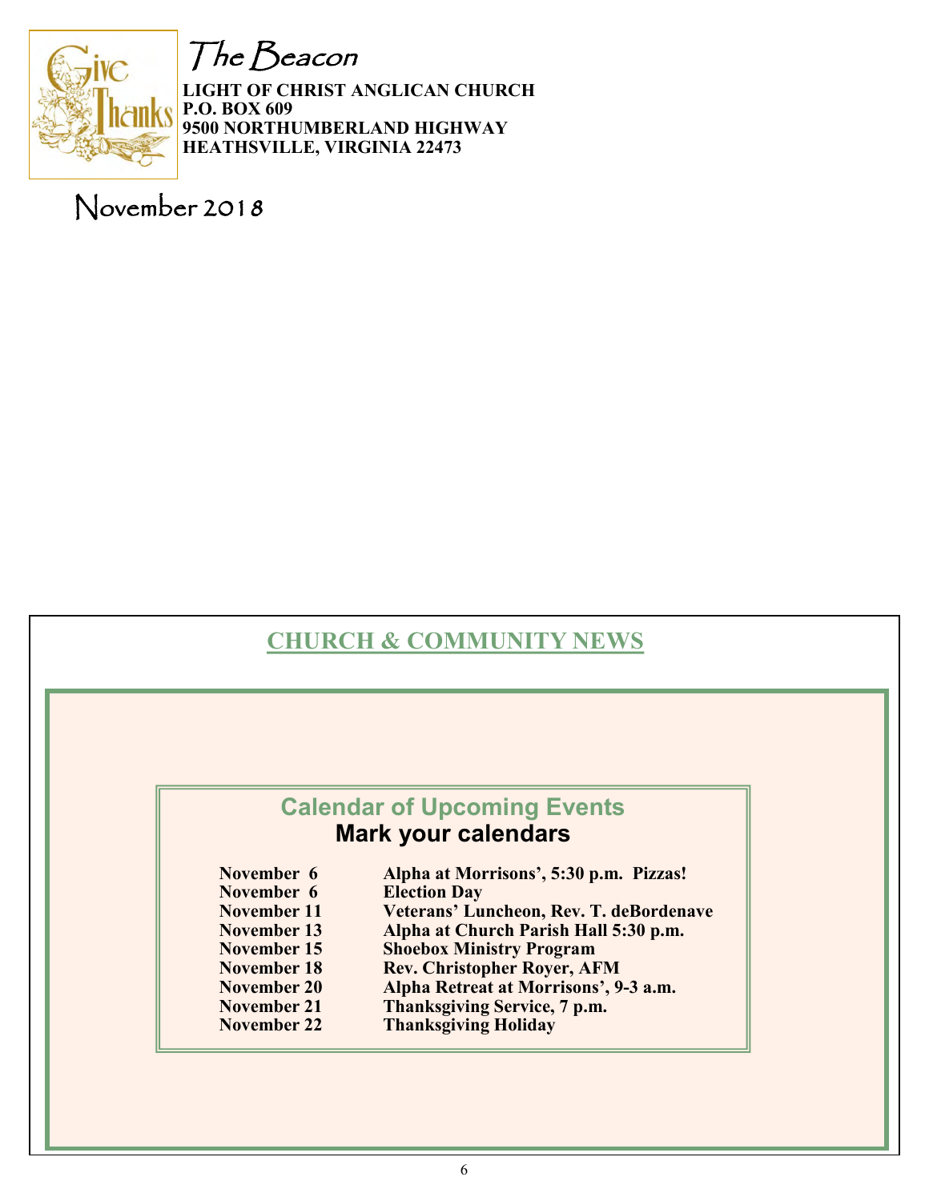# The Beacon

**LIGHT OF CHRIST ANGLICAN CHURCH**
**P.O. BOX 609**
**9500 NORTHUMBERLAND HIGHWAY**
**HEATHSVILLE, VIRGINIA 22473**

November 2018

## CHURCH & COMMUNITY NEWS

### Calendar of Upcoming Events

**Mark your calendars**

| | |
|---|---|
| **November 6** | **Alpha at Morrisons', 5:30 p.m. Pizzas!** |
| **November 6** | **Election Day** |
| **November 11** | **Veterans' Luncheon, Rev. T. deBordenave** |
| **November 13** | **Alpha at Church Parish Hall 5:30 p.m.** |
| **November 15** | **Shoebox Ministry Program** |
| **November 18** | **Rev. Christopher Royer, AFM** |
| **November 20** | **Alpha Retreat at Morrisons', 9-3 a.m.** |
| **November 21** | **Thanksgiving Service, 7 p.m.** |
| **November 22** | **Thanksgiving Holiday** |